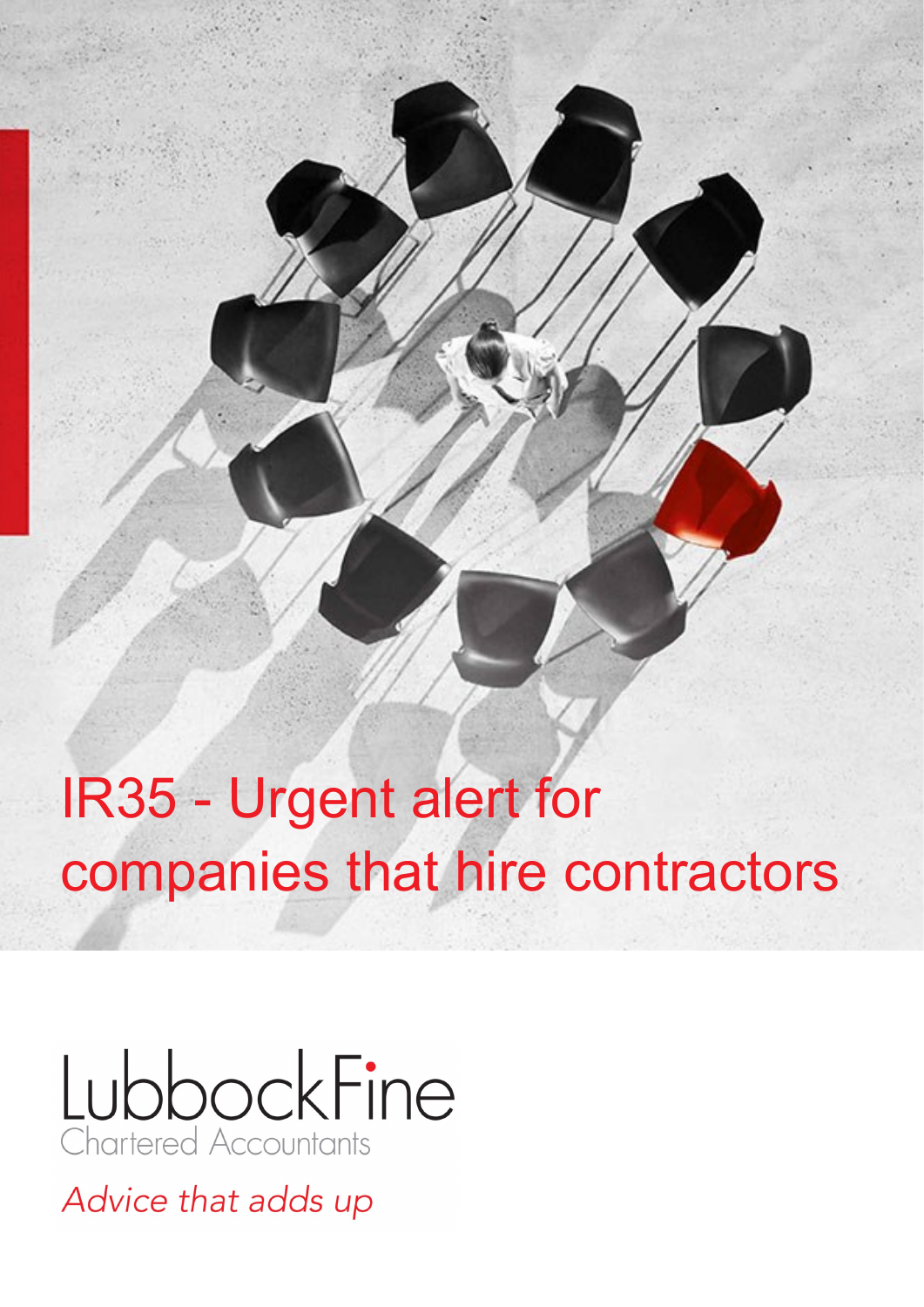# IR35 - Urgent alert for companies that hire contractors

LubbockFine

Chartered Accountants

*Advice that adds up*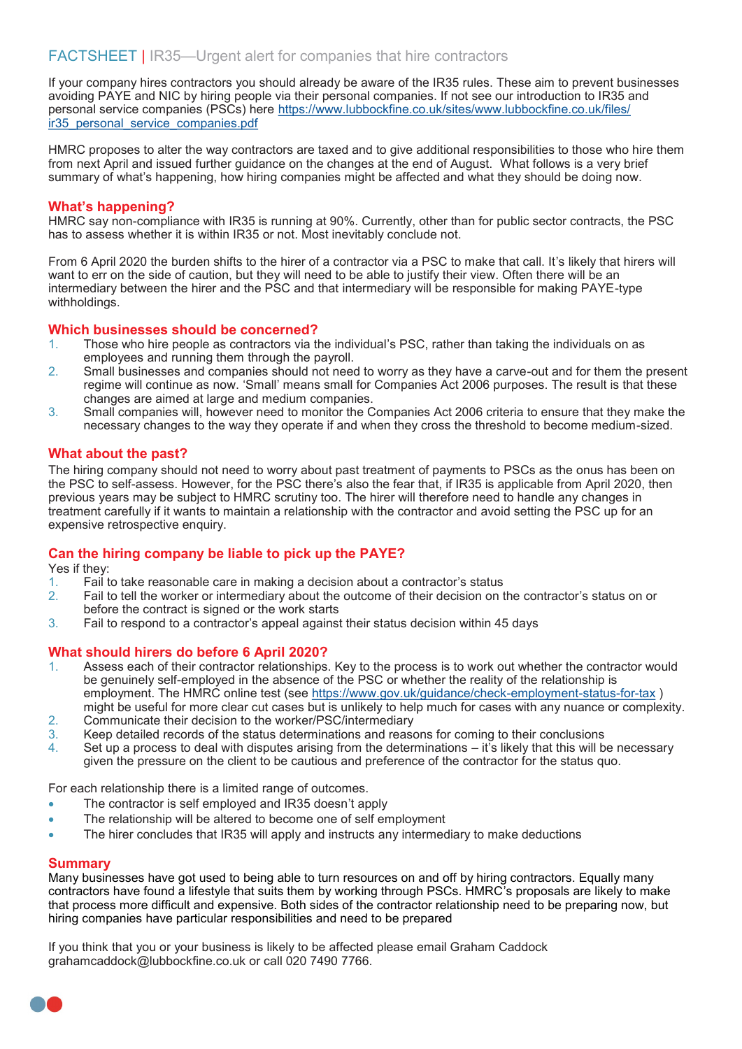## FACTSHEET | IR35—Urgent alert for companies that hire contractors

If your company hires contractors you should already be aware of the IR35 rules. These aim to prevent businesses avoiding PAYE and NIC by hiring people via their personal companies. If not see our introduction to IR35 and personal service companies (PSCs) here [https://www.lubbockfine.co.uk/sites/www.lubbockfine.co.uk/files/ir35_personal_service_companies.pdf](https://www.lubbockfine.co.uk/sites/www.lubbockfine.co.uk/files/ir35_personal_service_companies.pdf)

HMRC proposes to alter the way contractors are taxed and to give additional responsibilities to those who hire them from next April and issued further guidance on the changes at the end of August. What follows is a very brief summary of what's happening, how hiring companies might be affected and what they should be doing now.

### What's happening?

HMRC say non-compliance with IR35 is running at 90%. Currently, other than for public sector contracts, the PSC has to assess whether it is within IR35 or not. Most inevitably conclude not.

From 6 April 2020 the burden shifts to the hirer of a contractor via a PSC to make that call. It's likely that hirers will want to err on the side of caution, but they will need to be able to justify their view. Often there will be an intermediary between the hirer and the PSC and that intermediary will be responsible for making PAYE-type withholdings.

### Which businesses should be concerned?

1. Those who hire people as contractors via the individual's PSC, rather than taking the individuals on as employees and running them through the payroll.
2. Small businesses and companies should not need to worry as they have a carve-out and for them the present regime will continue as now. 'Small' means small for Companies Act 2006 purposes. The result is that these changes are aimed at large and medium companies.
3. Small companies will, however need to monitor the Companies Act 2006 criteria to ensure that they make the necessary changes to the way they operate if and when they cross the threshold to become medium-sized.

### What about the past?

The hiring company should not need to worry about past treatment of payments to PSCs as the onus has been on the PSC to self-assess. However, for the PSC there's also the fear that, if IR35 is applicable from April 2020, then previous years may be subject to HMRC scrutiny too. The hirer will therefore need to handle any changes in treatment carefully if it wants to maintain a relationship with the contractor and avoid setting the PSC up for an expensive retrospective enquiry.

### Can the hiring company be liable to pick up the PAYE?

Yes if they:

1. Fail to take reasonable care in making a decision about a contractor's status
2. Fail to tell the worker or intermediary about the outcome of their decision on the contractor's status on or before the contract is signed or the work starts
3. Fail to respond to a contractor's appeal against their status decision within 45 days

### What should hirers do before 6 April 2020?

1. Assess each of their contractor relationships. Key to the process is to work out whether the contractor would be genuinely self-employed in the absence of the PSC or whether the reality of the relationship is employment. The HMRC online test (see [https://www.gov.uk/guidance/check-employment-status-for-tax](https://www.gov.uk/guidance/check-employment-status-for-tax) ) might be useful for more clear cut cases but is unlikely to help much for cases with any nuance or complexity.
2. Communicate their decision to the worker/PSC/intermediary
3. Keep detailed records of the status determinations and reasons for coming to their conclusions
4. Set up a process to deal with disputes arising from the determinations – it's likely that this will be necessary given the pressure on the client to be cautious and preference of the contractor for the status quo.

For each relationship there is a limited range of outcomes.

- The contractor is self employed and IR35 doesn't apply
- The relationship will be altered to become one of self employment
- The hirer concludes that IR35 will apply and instructs any intermediary to make deductions

### Summary

Many businesses have got used to being able to turn resources on and off by hiring contractors. Equally many contractors have found a lifestyle that suits them by working through PSCs. HMRC's proposals are likely to make that process more difficult and expensive. Both sides of the contractor relationship need to be preparing now, but hiring companies have particular responsibilities and need to be prepared

If you think that you or your business is likely to be affected please email Graham Caddock grahamcaddock@lubbockfine.co.uk or call 020 7490 7766.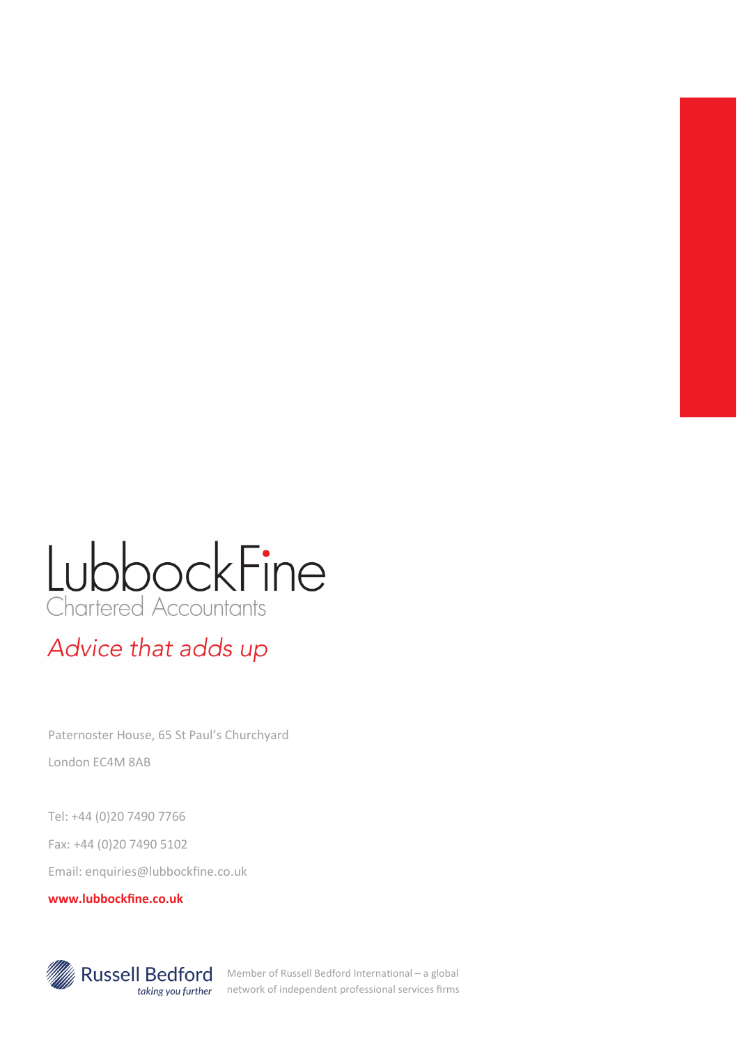LubbockFine

Chartered Accountants

*Advice that adds up*

Paternoster House, 65 St Paul's Churchyard

London EC4M 8AB

Tel: +44 (0)20 7490 7766

Fax: +44 (0)20 7490 5102

Email: enquiries@lubbockfine.co.uk

**www.lubbockfine.co.uk**

Russell Bedford

*taking you further*

Member of Russell Bedford International – a global network of independent professional services firms